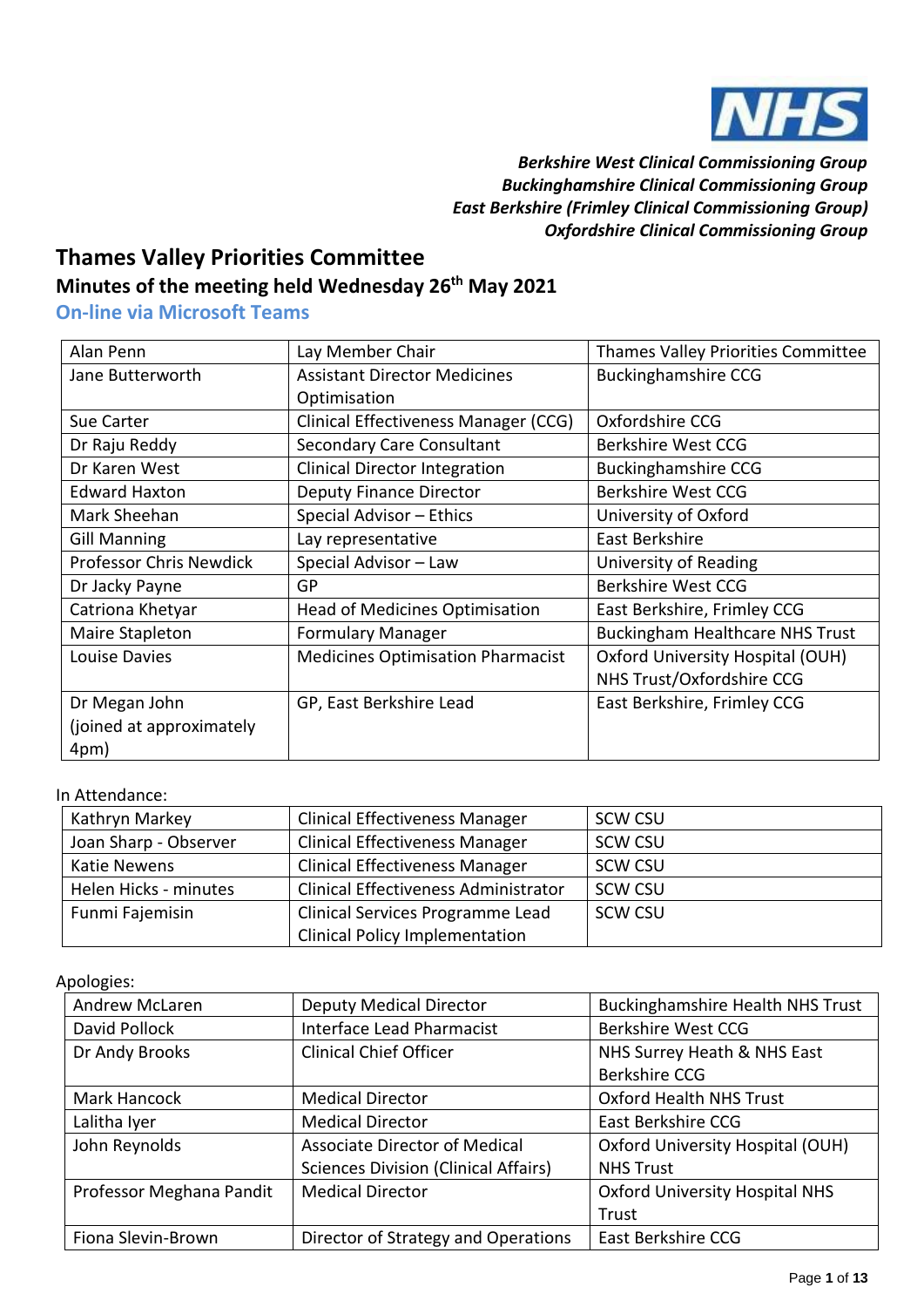*Berkshire West Clinical Commissioning Group*
*Buckinghamshire Clinical Commissioning Group*
*East Berkshire (Frimley Clinical Commissioning Group)*
*Oxfordshire Clinical Commissioning Group*

# Thames Valley Priorities Committee

## Minutes of the meeting held Wednesday 26th May 2021

### On-line via Microsoft Teams

| | | |
|---|---|---|
| Alan Penn | Lay Member Chair | Thames Valley Priorities Committee |
| Jane Butterworth | Assistant Director Medicines Optimisation | Buckinghamshire CCG |
| Sue Carter | Clinical Effectiveness Manager (CCG) | Oxfordshire CCG |
| Dr Raju Reddy | Secondary Care Consultant | Berkshire West CCG |
| Dr Karen West | Clinical Director Integration | Buckinghamshire CCG |
| Edward Haxton | Deputy Finance Director | Berkshire West CCG |
| Mark Sheehan | Special Advisor – Ethics | University of Oxford |
| Gill Manning | Lay representative | East Berkshire |
| Professor Chris Newdick | Special Advisor – Law | University of Reading |
| Dr Jacky Payne | GP | Berkshire West CCG |
| Catriona Khetyar | Head of Medicines Optimisation | East Berkshire, Frimley CCG |
| Maire Stapleton | Formulary Manager | Buckingham Healthcare NHS Trust |
| Louise Davies | Medicines Optimisation Pharmacist | Oxford University Hospital (OUH) NHS Trust/Oxfordshire CCG |
| Dr Megan John (joined at approximately 4pm) | GP, East Berkshire Lead | East Berkshire, Frimley CCG |

In Attendance:

| | | |
|---|---|---|
| Kathryn Markey | Clinical Effectiveness Manager | SCW CSU |
| Joan Sharp - Observer | Clinical Effectiveness Manager | SCW CSU |
| Katie Newens | Clinical Effectiveness Manager | SCW CSU |
| Helen Hicks - minutes | Clinical Effectiveness Administrator | SCW CSU |
| Funmi Fajemisin | Clinical Services Programme Lead Clinical Policy Implementation | SCW CSU |

Apologies:

| | | |
|---|---|---|
| Andrew McLaren | Deputy Medical Director | Buckinghamshire Health NHS Trust |
| David Pollock | Interface Lead Pharmacist | Berkshire West CCG |
| Dr Andy Brooks | Clinical Chief Officer | NHS Surrey Heath & NHS East Berkshire CCG |
| Mark Hancock | Medical Director | Oxford Health NHS Trust |
| Lalitha Iyer | Medical Director | East Berkshire CCG |
| John Reynolds | Associate Director of Medical Sciences Division (Clinical Affairs) | Oxford University Hospital (OUH) NHS Trust |
| Professor Meghana Pandit | Medical Director | Oxford University Hospital NHS Trust |
| Fiona Slevin-Brown | Director of Strategy and Operations | East Berkshire CCG |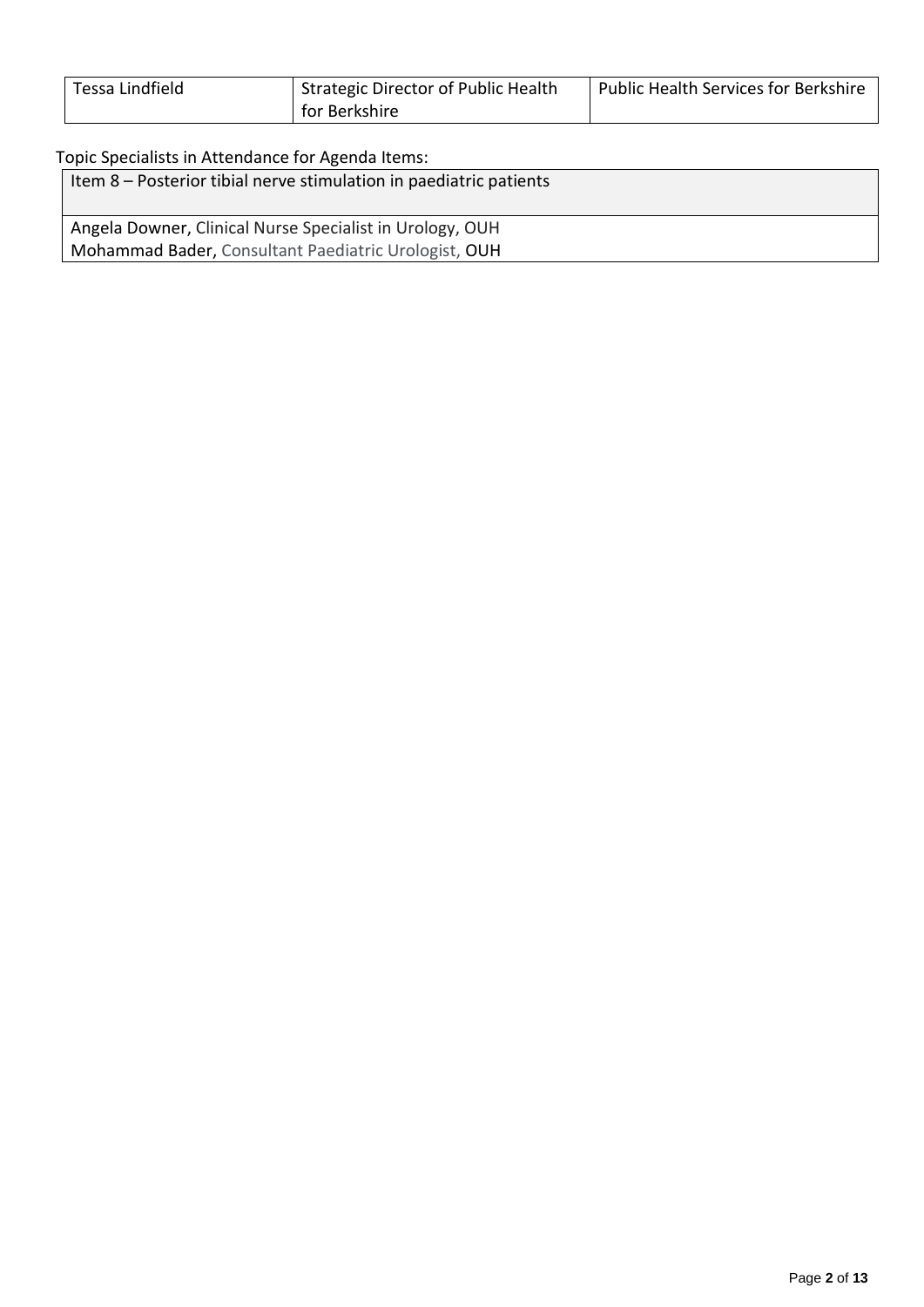| Tessa Lindfield | Strategic Director of Public Health for Berkshire | Public Health Services for Berkshire |
|---|---|---|

Topic Specialists in Attendance for Agenda Items:

| Item 8 – Posterior tibial nerve stimulation in paediatric patients |
|---|
| Angela Downer, Clinical Nurse Specialist in Urology, OUH<br>Mohammad Bader, Consultant Paediatric Urologist, OUH |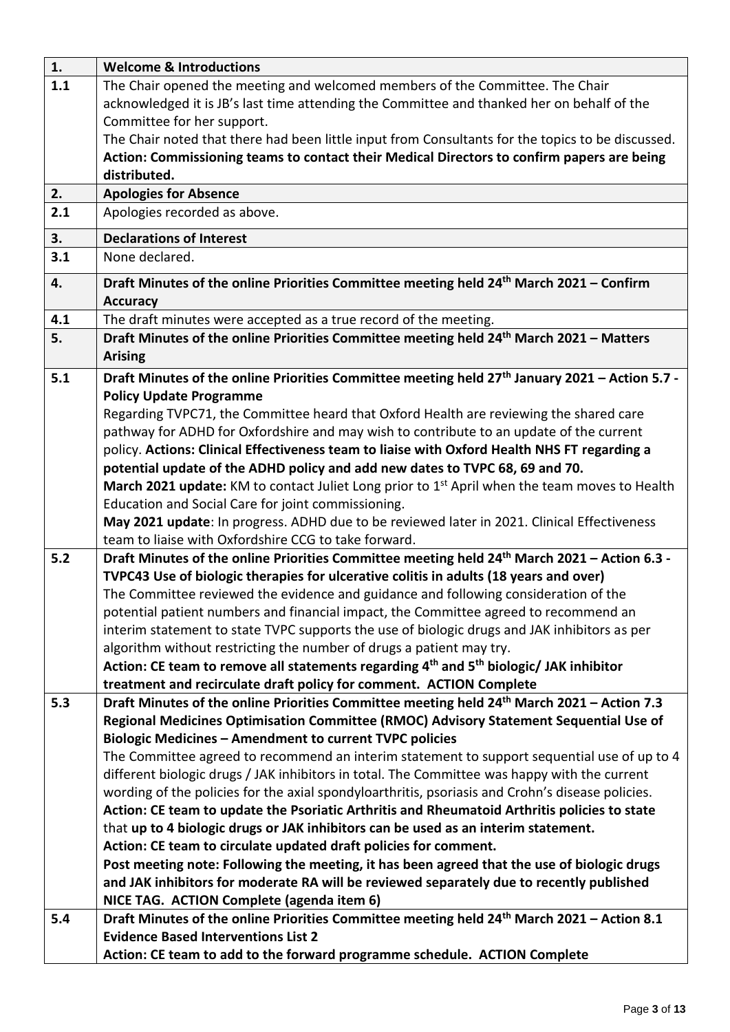| | |
|---|---|
| **1.** | **Welcome & Introductions** |
| **1.1** | The Chair opened the meeting and welcomed members of the Committee. The Chair acknowledged it is JB's last time attending the Committee and thanked her on behalf of the Committee for her support.<br>The Chair noted that there had been little input from Consultants for the topics to be discussed.<br>**Action: Commissioning teams to contact their Medical Directors to confirm papers are being distributed.** |
| **2.** | **Apologies for Absence** |
| **2.1** | Apologies recorded as above. |
| **3.** | **Declarations of Interest** |
| **3.1** | None declared. |
| **4.** | **Draft Minutes of the online Priorities Committee meeting held 24th March 2021 – Confirm Accuracy** |
| **4.1** | The draft minutes were accepted as a true record of the meeting. |
| **5.** | **Draft Minutes of the online Priorities Committee meeting held 24th March 2021 – Matters Arising** |
| **5.1** | **Draft Minutes of the online Priorities Committee meeting held 27th January 2021 – Action 5.7 - Policy Update Programme**<br>Regarding TVPC71, the Committee heard that Oxford Health are reviewing the shared care pathway for ADHD for Oxfordshire and may wish to contribute to an update of the current policy. **Actions: Clinical Effectiveness team to liaise with Oxford Health NHS FT regarding a potential update of the ADHD policy and add new dates to TVPC 68, 69 and 70.**<br>**March 2021 update:** KM to contact Juliet Long prior to 1st April when the team moves to Health Education and Social Care for joint commissioning.<br>**May 2021 update**: In progress. ADHD due to be reviewed later in 2021. Clinical Effectiveness team to liaise with Oxfordshire CCG to take forward. |
| **5.2** | **Draft Minutes of the online Priorities Committee meeting held 24th March 2021 – Action 6.3 - TVPC43 Use of biologic therapies for ulcerative colitis in adults (18 years and over)**<br>The Committee reviewed the evidence and guidance and following consideration of the potential patient numbers and financial impact, the Committee agreed to recommend an interim statement to state TVPC supports the use of biologic drugs and JAK inhibitors as per algorithm without restricting the number of drugs a patient may try.<br>**Action: CE team to remove all statements regarding 4th and 5th biologic/ JAK inhibitor treatment and recirculate draft policy for comment. ACTION Complete** |
| **5.3** | **Draft Minutes of the online Priorities Committee meeting held 24th March 2021 – Action 7.3 Regional Medicines Optimisation Committee (RMOC) Advisory Statement Sequential Use of Biologic Medicines – Amendment to current TVPC policies**<br>The Committee agreed to recommend an interim statement to support sequential use of up to 4 different biologic drugs / JAK inhibitors in total. The Committee was happy with the current wording of the policies for the axial spondyloarthritis, psoriasis and Crohn's disease policies.<br>**Action: CE team to update the Psoriatic Arthritis and Rheumatoid Arthritis policies to state** that **up to 4 biologic drugs or JAK inhibitors can be used as an interim statement.**<br>**Action: CE team to circulate updated draft policies for comment.**<br>**Post meeting note: Following the meeting, it has been agreed that the use of biologic drugs and JAK inhibitors for moderate RA will be reviewed separately due to recently published NICE TAG. ACTION Complete (agenda item 6)** |
| **5.4** | **Draft Minutes of the online Priorities Committee meeting held 24th March 2021 – Action 8.1 Evidence Based Interventions List 2**<br>**Action: CE team to add to the forward programme schedule. ACTION Complete** |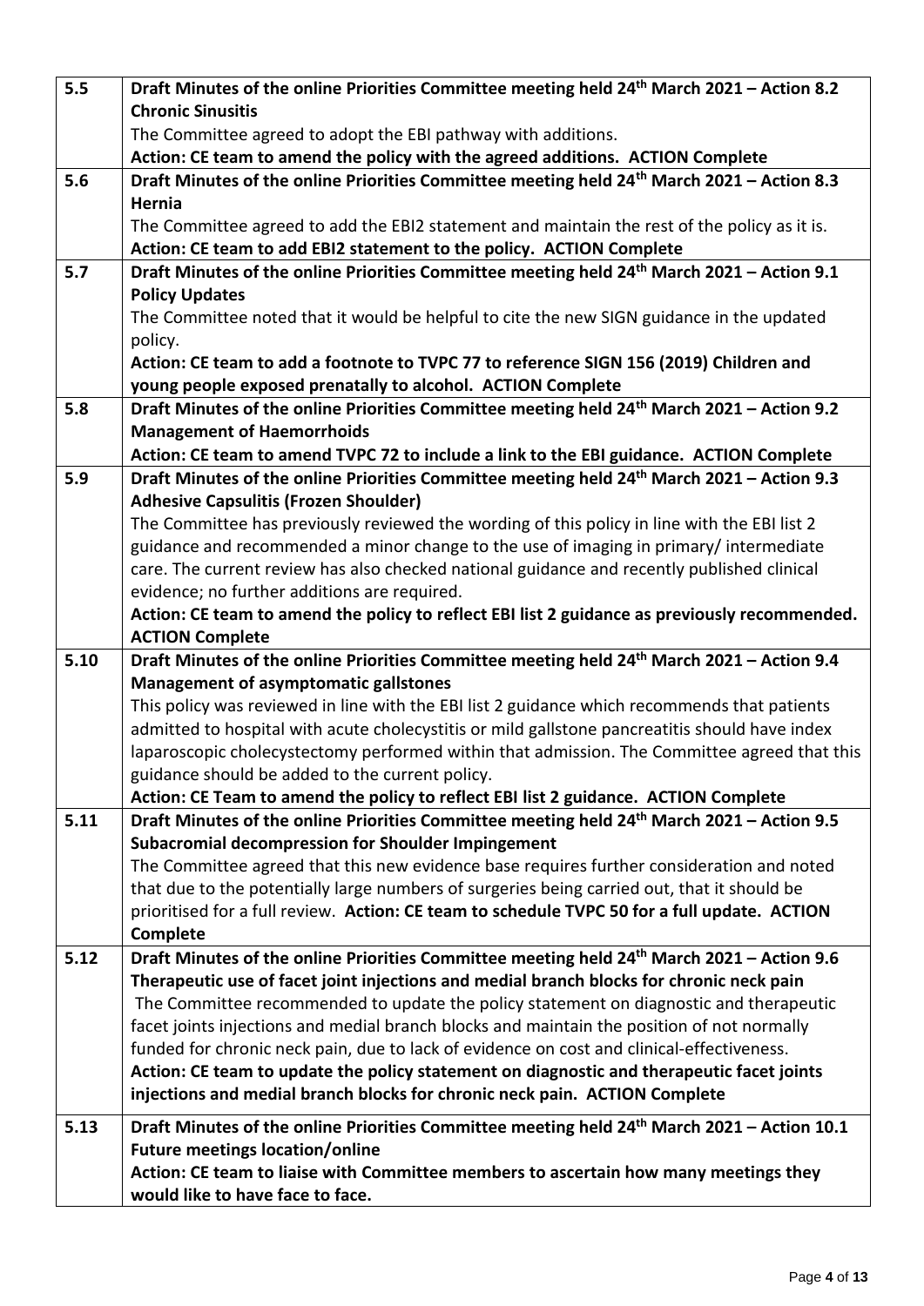| | |
|---|---|
| 5.5 | **Draft Minutes of the online Priorities Committee meeting held 24th March 2021 – Action 8.2 Chronic Sinusitis**<br>The Committee agreed to adopt the EBI pathway with additions.<br>**Action: CE team to amend the policy with the agreed additions. ACTION Complete** |
| 5.6 | **Draft Minutes of the online Priorities Committee meeting held 24th March 2021 – Action 8.3 Hernia**<br>The Committee agreed to add the EBI2 statement and maintain the rest of the policy as it is.<br>**Action: CE team to add EBI2 statement to the policy. ACTION Complete** |
| 5.7 | **Draft Minutes of the online Priorities Committee meeting held 24th March 2021 – Action 9.1 Policy Updates**<br>The Committee noted that it would be helpful to cite the new SIGN guidance in the updated policy.<br>**Action: CE team to add a footnote to TVPC 77 to reference SIGN 156 (2019) Children and young people exposed prenatally to alcohol. ACTION Complete** |
| 5.8 | **Draft Minutes of the online Priorities Committee meeting held 24th March 2021 – Action 9.2 Management of Haemorrhoids**<br>**Action: CE team to amend TVPC 72 to include a link to the EBI guidance. ACTION Complete** |
| 5.9 | **Draft Minutes of the online Priorities Committee meeting held 24th March 2021 – Action 9.3 Adhesive Capsulitis (Frozen Shoulder)**<br>The Committee has previously reviewed the wording of this policy in line with the EBI list 2 guidance and recommended a minor change to the use of imaging in primary/ intermediate care. The current review has also checked national guidance and recently published clinical evidence; no further additions are required.<br>**Action: CE team to amend the policy to reflect EBI list 2 guidance as previously recommended. ACTION Complete** |
| 5.10 | **Draft Minutes of the online Priorities Committee meeting held 24th March 2021 – Action 9.4 Management of asymptomatic gallstones**<br>This policy was reviewed in line with the EBI list 2 guidance which recommends that patients admitted to hospital with acute cholecystitis or mild gallstone pancreatitis should have index laparoscopic cholecystectomy performed within that admission. The Committee agreed that this guidance should be added to the current policy.<br>**Action: CE Team to amend the policy to reflect EBI list 2 guidance. ACTION Complete** |
| 5.11 | **Draft Minutes of the online Priorities Committee meeting held 24th March 2021 – Action 9.5 Subacromial decompression for Shoulder Impingement**<br>The Committee agreed that this new evidence base requires further consideration and noted that due to the potentially large numbers of surgeries being carried out, that it should be prioritised for a full review. **Action: CE team to schedule TVPC 50 for a full update. ACTION Complete** |
| 5.12 | **Draft Minutes of the online Priorities Committee meeting held 24th March 2021 – Action 9.6 Therapeutic use of facet joint injections and medial branch blocks for chronic neck pain**<br>The Committee recommended to update the policy statement on diagnostic and therapeutic facet joints injections and medial branch blocks and maintain the position of not normally funded for chronic neck pain, due to lack of evidence on cost and clinical-effectiveness.<br>**Action: CE team to update the policy statement on diagnostic and therapeutic facet joints injections and medial branch blocks for chronic neck pain. ACTION Complete** |
| 5.13 | **Draft Minutes of the online Priorities Committee meeting held 24th March 2021 – Action 10.1 Future meetings location/online**<br>**Action: CE team to liaise with Committee members to ascertain how many meetings they would like to have face to face.** |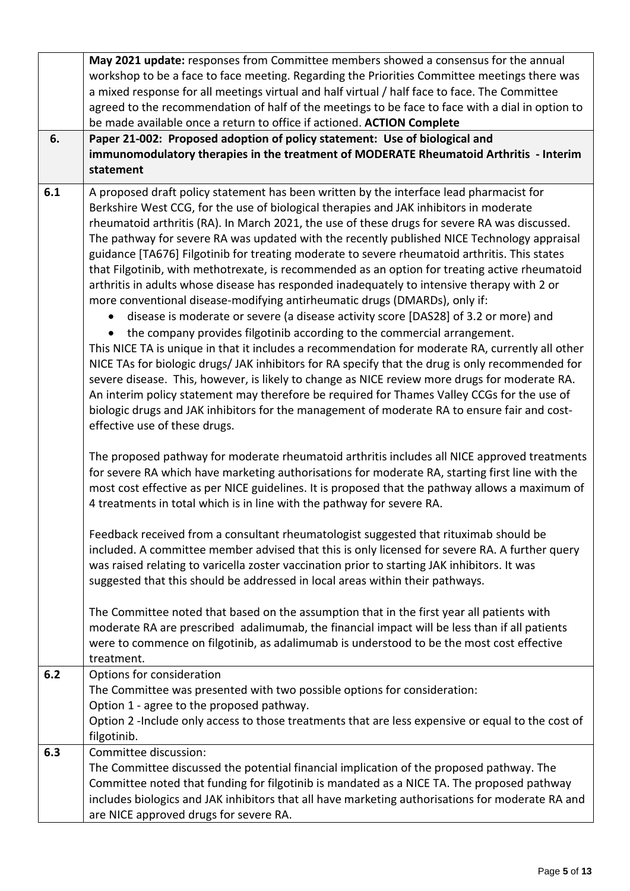| | |
|---|---|
| | **May 2021 update:** responses from Committee members showed a consensus for the annual workshop to be a face to face meeting. Regarding the Priorities Committee meetings there was a mixed response for all meetings virtual and half virtual / half face to face. The Committee agreed to the recommendation of half of the meetings to be face to face with a dial in option to be made available once a return to office if actioned. **ACTION Complete** |
| **6.** | **Paper 21-002: Proposed adoption of policy statement: Use of biological and immunomodulatory therapies in the treatment of MODERATE Rheumatoid Arthritis - Interim statement** |
| **6.1** | A proposed draft policy statement has been written by the interface lead pharmacist for Berkshire West CCG, for the use of biological therapies and JAK inhibitors in moderate rheumatoid arthritis (RA). In March 2021, the use of these drugs for severe RA was discussed. The pathway for severe RA was updated with the recently published NICE Technology appraisal guidance [TA676] Filgotinib for treating moderate to severe rheumatoid arthritis. This states that Filgotinib, with methotrexate, is recommended as an option for treating active rheumatoid arthritis in adults whose disease has responded inadequately to intensive therapy with 2 or more conventional disease-modifying antirheumatic drugs (DMARDs), only if:<br>• disease is moderate or severe (a disease activity score [DAS28] of 3.2 or more) and<br>• the company provides filgotinib according to the commercial arrangement.<br>This NICE TA is unique in that it includes a recommendation for moderate RA, currently all other NICE TAs for biologic drugs/ JAK inhibitors for RA specify that the drug is only recommended for severe disease. This, however, is likely to change as NICE review more drugs for moderate RA. An interim policy statement may therefore be required for Thames Valley CCGs for the use of biologic drugs and JAK inhibitors for the management of moderate RA to ensure fair and cost-effective use of these drugs.<br><br>The proposed pathway for moderate rheumatoid arthritis includes all NICE approved treatments for severe RA which have marketing authorisations for moderate RA, starting first line with the most cost effective as per NICE guidelines. It is proposed that the pathway allows a maximum of 4 treatments in total which is in line with the pathway for severe RA.<br><br>Feedback received from a consultant rheumatologist suggested that rituximab should be included. A committee member advised that this is only licensed for severe RA. A further query was raised relating to varicella zoster vaccination prior to starting JAK inhibitors. It was suggested that this should be addressed in local areas within their pathways.<br><br>The Committee noted that based on the assumption that in the first year all patients with moderate RA are prescribed adalimumab, the financial impact will be less than if all patients were to commence on filgotinib, as adalimumab is understood to be the most cost effective treatment. |
| **6.2** | Options for consideration<br>The Committee was presented with two possible options for consideration:<br>Option 1 - agree to the proposed pathway.<br>Option 2 -Include only access to those treatments that are less expensive or equal to the cost of filgotinib. |
| **6.3** | Committee discussion:<br>The Committee discussed the potential financial implication of the proposed pathway. The Committee noted that funding for filgotinib is mandated as a NICE TA. The proposed pathway includes biologics and JAK inhibitors that all have marketing authorisations for moderate RA and are NICE approved drugs for severe RA. |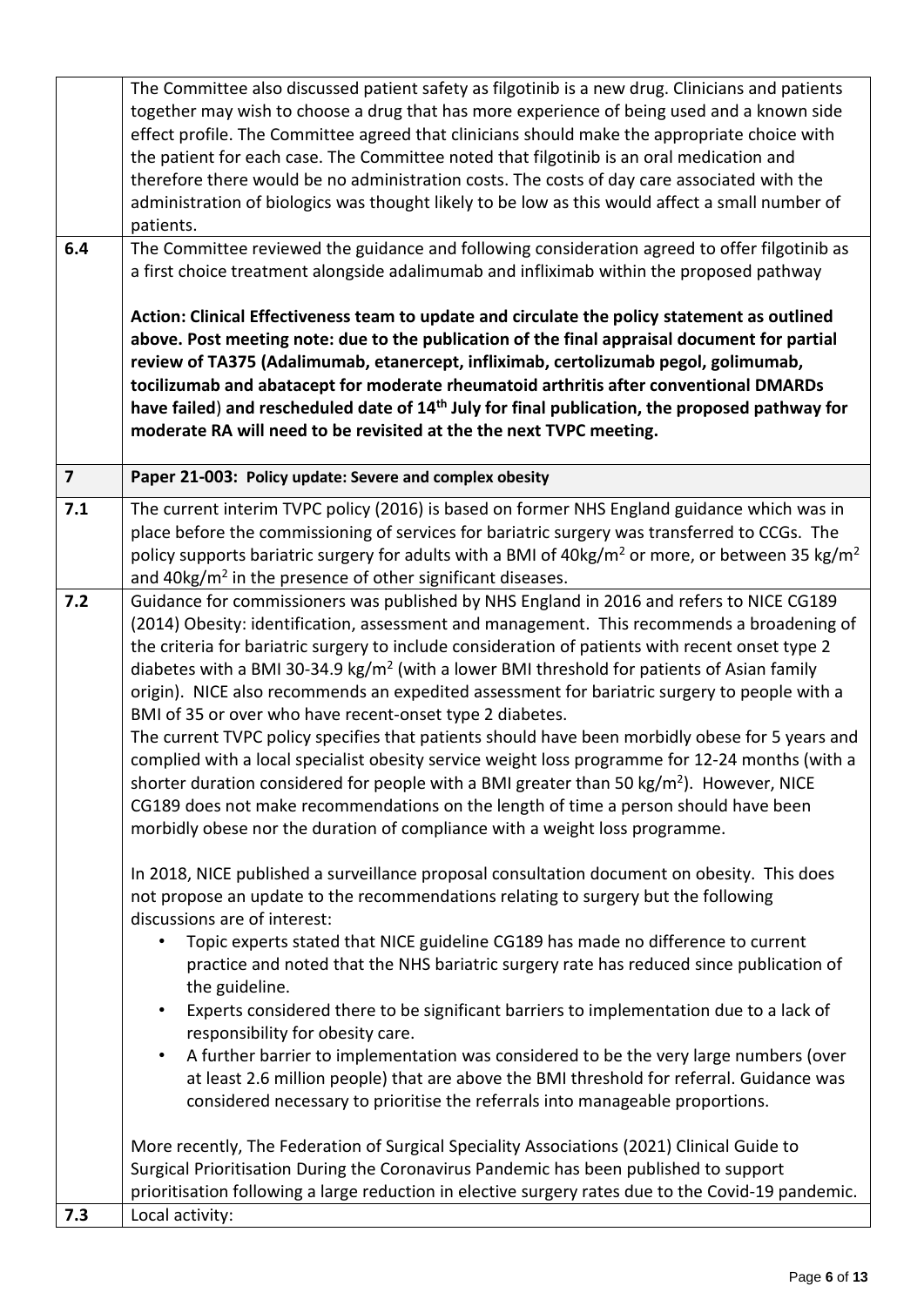| | |
|---|---|
| | The Committee also discussed patient safety as filgotinib is a new drug. Clinicians and patients together may wish to choose a drug that has more experience of being used and a known side effect profile. The Committee agreed that clinicians should make the appropriate choice with the patient for each case. The Committee noted that filgotinib is an oral medication and therefore there would be no administration costs. The costs of day care associated with the administration of biologics was thought likely to be low as this would affect a small number of patients. |
| **6.4** | The Committee reviewed the guidance and following consideration agreed to offer filgotinib as a first choice treatment alongside adalimumab and infliximab within the proposed pathway<br><br>**Action: Clinical Effectiveness team to update and circulate the policy statement as outlined above. Post meeting note: due to the publication of the final appraisal document for partial review of TA375 (Adalimumab, etanercept, infliximab, certolizumab pegol, golimumab, tocilizumab and abatacept for moderate rheumatoid arthritis after conventional DMARDs have failed) and rescheduled date of 14th July for final publication, the proposed pathway for moderate RA will need to be revisited at the the next TVPC meeting.** |
| **7** | **Paper 21-003: Policy update: Severe and complex obesity** |
| **7.1** | The current interim TVPC policy (2016) is based on former NHS England guidance which was in place before the commissioning of services for bariatric surgery was transferred to CCGs. The policy supports bariatric surgery for adults with a BMI of 40kg/$m^2$ or more, or between 35 kg/$m^2$ and 40kg/$m^2$ in the presence of other significant diseases. |
| **7.2** | Guidance for commissioners was published by NHS England in 2016 and refers to NICE CG189 (2014) Obesity: identification, assessment and management. This recommends a broadening of the criteria for bariatric surgery to include consideration of patients with recent onset type 2 diabetes with a BMI 30-34.9 kg/$m^2$ (with a lower BMI threshold for patients of Asian family origin). NICE also recommends an expedited assessment for bariatric surgery to people with a BMI of 35 or over who have recent-onset type 2 diabetes.<br>The current TVPC policy specifies that patients should have been morbidly obese for 5 years and complied with a local specialist obesity service weight loss programme for 12-24 months (with a shorter duration considered for people with a BMI greater than 50 kg/$m^2$). However, NICE CG189 does not make recommendations on the length of time a person should have been morbidly obese nor the duration of compliance with a weight loss programme.<br><br>In 2018, NICE published a surveillance proposal consultation document on obesity. This does not propose an update to the recommendations relating to surgery but the following discussions are of interest:<br>• Topic experts stated that NICE guideline CG189 has made no difference to current practice and noted that the NHS bariatric surgery rate has reduced since publication of the guideline.<br>• Experts considered there to be significant barriers to implementation due to a lack of responsibility for obesity care.<br>• A further barrier to implementation was considered to be the very large numbers (over at least 2.6 million people) that are above the BMI threshold for referral. Guidance was considered necessary to prioritise the referrals into manageable proportions.<br><br>More recently, The Federation of Surgical Speciality Associations (2021) Clinical Guide to Surgical Prioritisation During the Coronavirus Pandemic has been published to support prioritisation following a large reduction in elective surgery rates due to the Covid-19 pandemic. |
| **7.3** | Local activity: |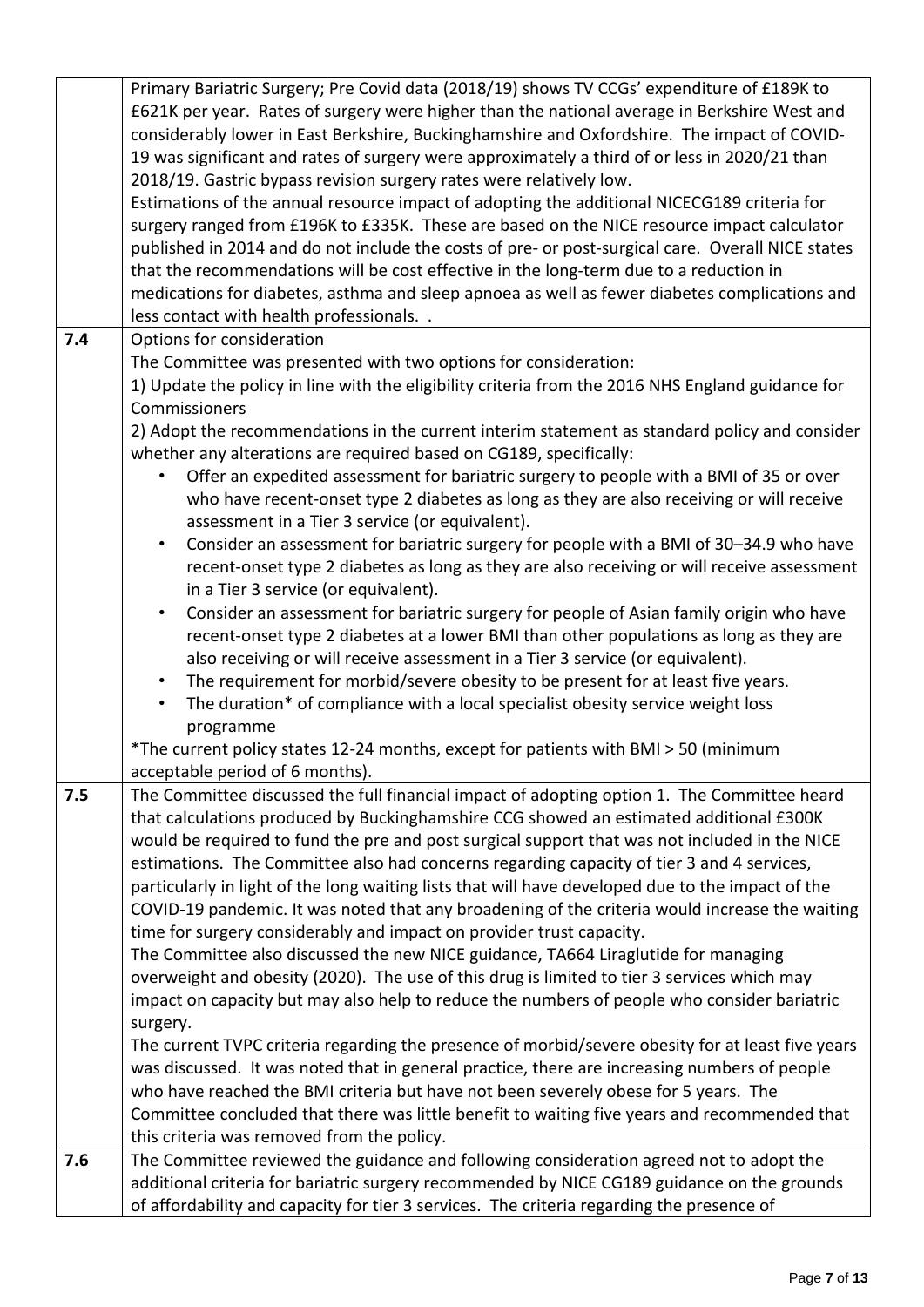| | |
|---|---|
| | Primary Bariatric Surgery; Pre Covid data (2018/19) shows TV CCGs' expenditure of £189K to £621K per year. Rates of surgery were higher than the national average in Berkshire West and considerably lower in East Berkshire, Buckinghamshire and Oxfordshire. The impact of COVID-19 was significant and rates of surgery were approximately a third of or less in 2020/21 than 2018/19. Gastric bypass revision surgery rates were relatively low.<br>Estimations of the annual resource impact of adopting the additional NICECG189 criteria for surgery ranged from £196K to £335K. These are based on the NICE resource impact calculator published in 2014 and do not include the costs of pre- or post-surgical care. Overall NICE states that the recommendations will be cost effective in the long-term due to a reduction in medications for diabetes, asthma and sleep apnoea as well as fewer diabetes complications and less contact with health professionals. . |
| **7.4** | Options for consideration<br>The Committee was presented with two options for consideration:<br>1) Update the policy in line with the eligibility criteria from the 2016 NHS England guidance for Commissioners<br>2) Adopt the recommendations in the current interim statement as standard policy and consider whether any alterations are required based on CG189, specifically:<br>• Offer an expedited assessment for bariatric surgery to people with a BMI of 35 or over who have recent-onset type 2 diabetes as long as they are also receiving or will receive assessment in a Tier 3 service (or equivalent).<br>• Consider an assessment for bariatric surgery for people with a BMI of 30–34.9 who have recent-onset type 2 diabetes as long as they are also receiving or will receive assessment in a Tier 3 service (or equivalent).<br>• Consider an assessment for bariatric surgery for people of Asian family origin who have recent-onset type 2 diabetes at a lower BMI than other populations as long as they are also receiving or will receive assessment in a Tier 3 service (or equivalent).<br>• The requirement for morbid/severe obesity to be present for at least five years.<br>• The duration* of compliance with a local specialist obesity service weight loss programme<br>*The current policy states 12-24 months, except for patients with BMI > 50 (minimum acceptable period of 6 months). |
| **7.5** | The Committee discussed the full financial impact of adopting option 1. The Committee heard that calculations produced by Buckinghamshire CCG showed an estimated additional £300K would be required to fund the pre and post surgical support that was not included in the NICE estimations. The Committee also had concerns regarding capacity of tier 3 and 4 services, particularly in light of the long waiting lists that will have developed due to the impact of the COVID-19 pandemic. It was noted that any broadening of the criteria would increase the waiting time for surgery considerably and impact on provider trust capacity.<br>The Committee also discussed the new NICE guidance, TA664 Liraglutide for managing overweight and obesity (2020). The use of this drug is limited to tier 3 services which may impact on capacity but may also help to reduce the numbers of people who consider bariatric surgery.<br>The current TVPC criteria regarding the presence of morbid/severe obesity for at least five years was discussed. It was noted that in general practice, there are increasing numbers of people who have reached the BMI criteria but have not been severely obese for 5 years. The Committee concluded that there was little benefit to waiting five years and recommended that this criteria was removed from the policy. |
| **7.6** | The Committee reviewed the guidance and following consideration agreed not to adopt the additional criteria for bariatric surgery recommended by NICE CG189 guidance on the grounds of affordability and capacity for tier 3 services. The criteria regarding the presence of |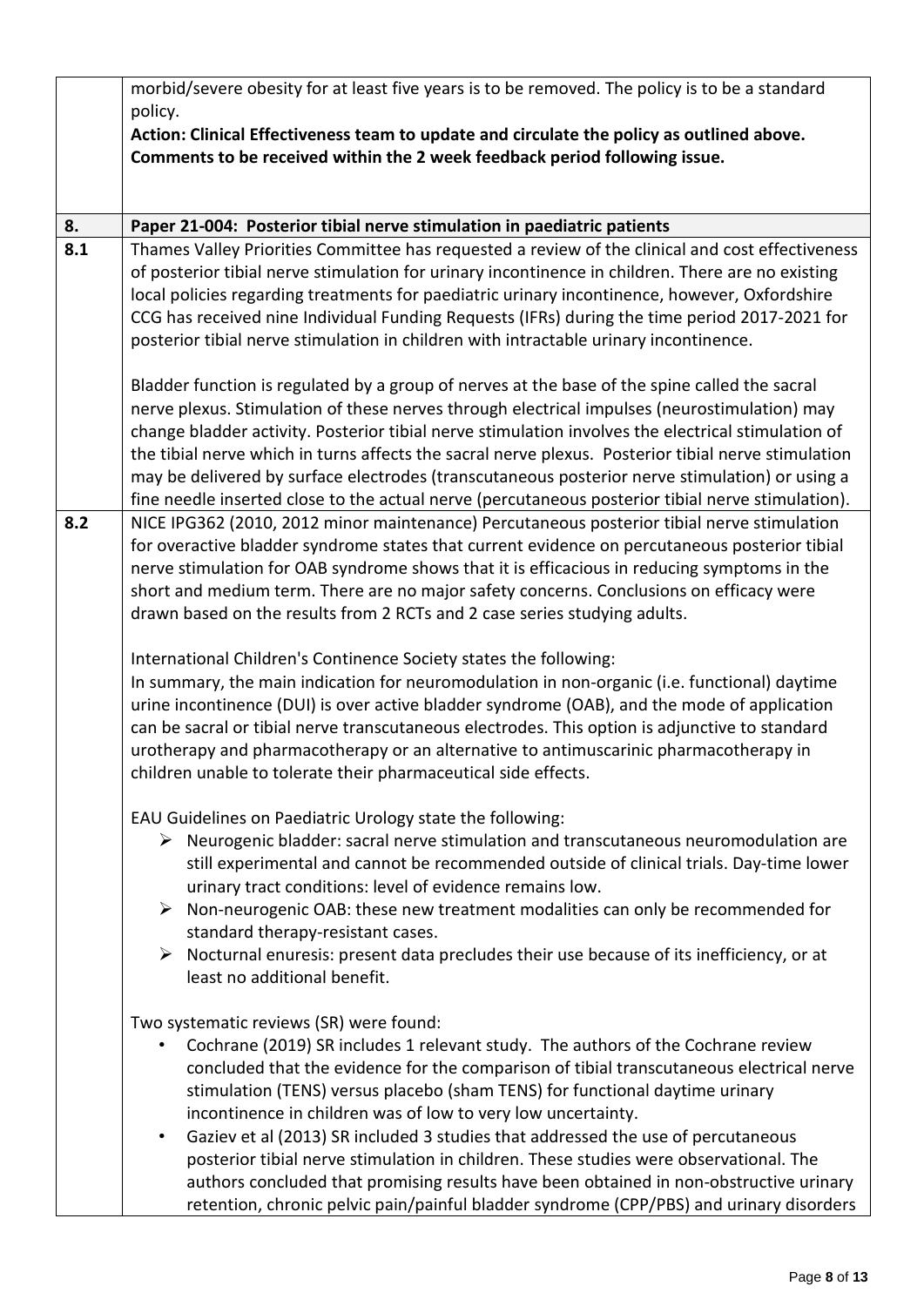| | |
|---|---|
| | morbid/severe obesity for at least five years is to be removed. The policy is to be a standard policy.<br>**Action: Clinical Effectiveness team to update and circulate the policy as outlined above. Comments to be received within the 2 week feedback period following issue.** |
| **8.** | **Paper 21-004: Posterior tibial nerve stimulation in paediatric patients** |
| **8.1** | Thames Valley Priorities Committee has requested a review of the clinical and cost effectiveness of posterior tibial nerve stimulation for urinary incontinence in children. There are no existing local policies regarding treatments for paediatric urinary incontinence, however, Oxfordshire CCG has received nine Individual Funding Requests (IFRs) during the time period 2017-2021 for posterior tibial nerve stimulation in children with intractable urinary incontinence.<br><br>Bladder function is regulated by a group of nerves at the base of the spine called the sacral nerve plexus. Stimulation of these nerves through electrical impulses (neurostimulation) may change bladder activity. Posterior tibial nerve stimulation involves the electrical stimulation of the tibial nerve which in turns affects the sacral nerve plexus. Posterior tibial nerve stimulation may be delivered by surface electrodes (transcutaneous posterior nerve stimulation) or using a fine needle inserted close to the actual nerve (percutaneous posterior tibial nerve stimulation). |
| **8.2** | NICE IPG362 (2010, 2012 minor maintenance) Percutaneous posterior tibial nerve stimulation for overactive bladder syndrome states that current evidence on percutaneous posterior tibial nerve stimulation for OAB syndrome shows that it is efficacious in reducing symptoms in the short and medium term. There are no major safety concerns. Conclusions on efficacy were drawn based on the results from 2 RCTs and 2 case series studying adults.<br><br>International Children's Continence Society states the following:<br>In summary, the main indication for neuromodulation in non-organic (i.e. functional) daytime urine incontinence (DUI) is over active bladder syndrome (OAB), and the mode of application can be sacral or tibial nerve transcutaneous electrodes. This option is adjunctive to standard urotherapy and pharmacotherapy or an alternative to antimuscarinic pharmacotherapy in children unable to tolerate their pharmaceutical side effects.<br><br>EAU Guidelines on Paediatric Urology state the following:<br>➢ Neurogenic bladder: sacral nerve stimulation and transcutaneous neuromodulation are still experimental and cannot be recommended outside of clinical trials. Day-time lower urinary tract conditions: level of evidence remains low.<br>➢ Non-neurogenic OAB: these new treatment modalities can only be recommended for standard therapy-resistant cases.<br>➢ Nocturnal enuresis: present data precludes their use because of its inefficiency, or at least no additional benefit.<br><br>Two systematic reviews (SR) were found:<br>• Cochrane (2019) SR includes 1 relevant study. The authors of the Cochrane review concluded that the evidence for the comparison of tibial transcutaneous electrical nerve stimulation (TENS) versus placebo (sham TENS) for functional daytime urinary incontinence in children was of low to very low uncertainty.<br>• Gaziev et al (2013) SR included 3 studies that addressed the use of percutaneous posterior tibial nerve stimulation in children. These studies were observational. The authors concluded that promising results have been obtained in non-obstructive urinary retention, chronic pelvic pain/painful bladder syndrome (CPP/PBS) and urinary disorders |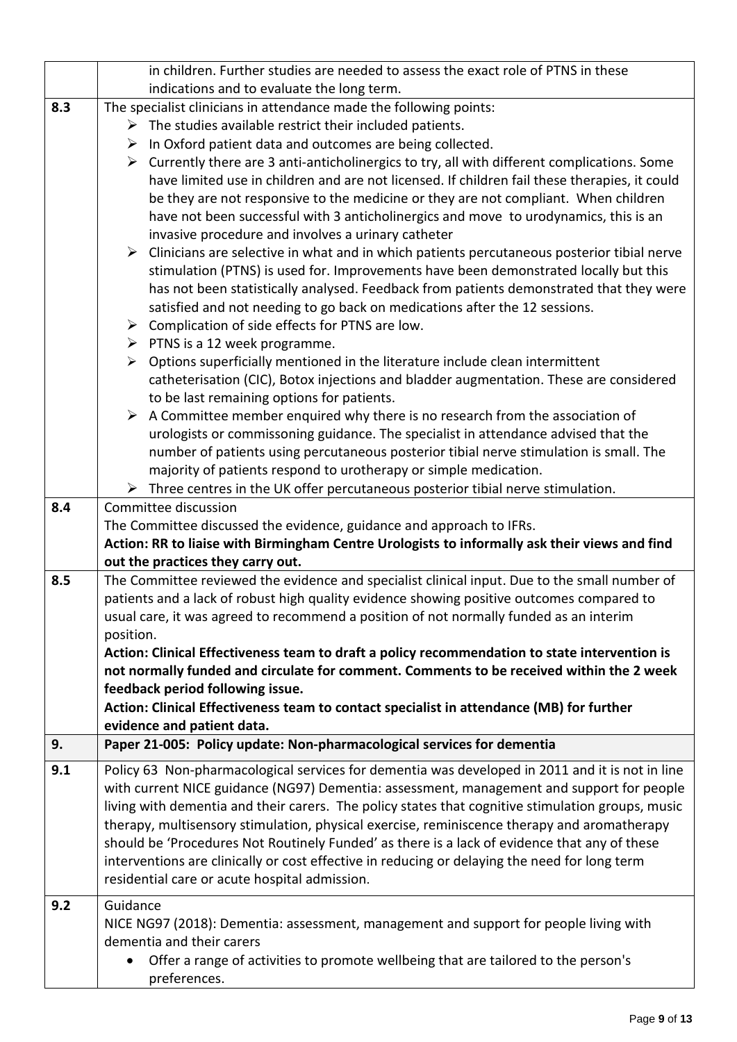| | |
|---|---|
| | in children. Further studies are needed to assess the exact role of PTNS in these indications and to evaluate the long term. |
| **8.3** | The specialist clinicians in attendance made the following points:<br>➢ The studies available restrict their included patients.<br>➢ In Oxford patient data and outcomes are being collected.<br>➢ Currently there are 3 anti-anticholinergics to try, all with different complications. Some have limited use in children and are not licensed. If children fail these therapies, it could be they are not responsive to the medicine or they are not compliant. When children have not been successful with 3 anticholinergics and move to urodynamics, this is an invasive procedure and involves a urinary catheter<br>➢ Clinicians are selective in what and in which patients percutaneous posterior tibial nerve stimulation (PTNS) is used for. Improvements have been demonstrated locally but this has not been statistically analysed. Feedback from patients demonstrated that they were satisfied and not needing to go back on medications after the 12 sessions.<br>➢ Complication of side effects for PTNS are low.<br>➢ PTNS is a 12 week programme.<br>➢ Options superficially mentioned in the literature include clean intermittent catheterisation (CIC), Botox injections and bladder augmentation. These are considered to be last remaining options for patients.<br>➢ A Committee member enquired why there is no research from the association of urologists or commissoning guidance. The specialist in attendance advised that the number of patients using percutaneous posterior tibial nerve stimulation is small. The majority of patients respond to urotherapy or simple medication.<br>➢ Three centres in the UK offer percutaneous posterior tibial nerve stimulation. |
| **8.4** | Committee discussion<br>The Committee discussed the evidence, guidance and approach to IFRs.<br>**Action: RR to liaise with Birmingham Centre Urologists to informally ask their views and find out the practices they carry out.** |
| **8.5** | The Committee reviewed the evidence and specialist clinical input. Due to the small number of patients and a lack of robust high quality evidence showing positive outcomes compared to usual care, it was agreed to recommend a position of not normally funded as an interim position.<br>**Action: Clinical Effectiveness team to draft a policy recommendation to state intervention is not normally funded and circulate for comment. Comments to be received within the 2 week feedback period following issue.**<br>**Action: Clinical Effectiveness team to contact specialist in attendance (MB) for further evidence and patient data.** |
| **9.** | **Paper 21-005: Policy update: Non-pharmacological services for dementia** |
| **9.1** | Policy 63 Non-pharmacological services for dementia was developed in 2011 and it is not in line with current NICE guidance (NG97) Dementia: assessment, management and support for people living with dementia and their carers. The policy states that cognitive stimulation groups, music therapy, multisensory stimulation, physical exercise, reminiscence therapy and aromatherapy should be 'Procedures Not Routinely Funded' as there is a lack of evidence that any of these interventions are clinically or cost effective in reducing or delaying the need for long term residential care or acute hospital admission. |
| **9.2** | Guidance<br>NICE NG97 (2018): Dementia: assessment, management and support for people living with dementia and their carers<br>• Offer a range of activities to promote wellbeing that are tailored to the person's preferences. |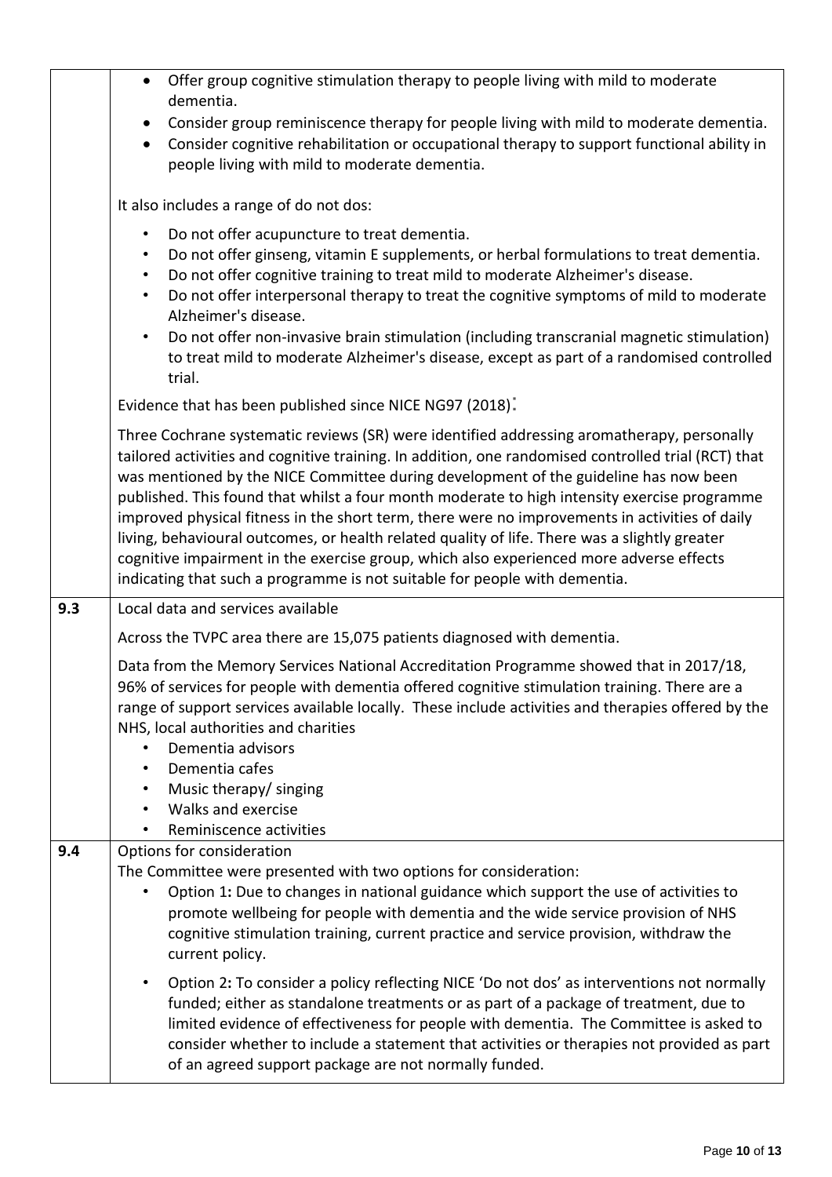| | |
|---|---|
| | • Offer group cognitive stimulation therapy to people living with mild to moderate dementia.<br>• Consider group reminiscence therapy for people living with mild to moderate dementia.<br>• Consider cognitive rehabilitation or occupational therapy to support functional ability in people living with mild to moderate dementia.<br><br>It also includes a range of do not dos:<br><br>• Do not offer acupuncture to treat dementia.<br>• Do not offer ginseng, vitamin E supplements, or herbal formulations to treat dementia.<br>• Do not offer cognitive training to treat mild to moderate Alzheimer's disease.<br>• Do not offer interpersonal therapy to treat the cognitive symptoms of mild to moderate Alzheimer's disease.<br>• Do not offer non-invasive brain stimulation (including transcranial magnetic stimulation) to treat mild to moderate Alzheimer's disease, except as part of a randomised controlled trial.<br><br>Evidence that has been published since NICE NG97 (2018):<br><br>Three Cochrane systematic reviews (SR) were identified addressing aromatherapy, personally tailored activities and cognitive training. In addition, one randomised controlled trial (RCT) that was mentioned by the NICE Committee during development of the guideline has now been published. This found that whilst a four month moderate to high intensity exercise programme improved physical fitness in the short term, there were no improvements in activities of daily living, behavioural outcomes, or health related quality of life. There was a slightly greater cognitive impairment in the exercise group, which also experienced more adverse effects indicating that such a programme is not suitable for people with dementia. |
| 9.3 | Local data and services available<br><br>Across the TVPC area there are 15,075 patients diagnosed with dementia.<br><br>Data from the Memory Services National Accreditation Programme showed that in 2017/18, 96% of services for people with dementia offered cognitive stimulation training. There are a range of support services available locally. These include activities and therapies offered by the NHS, local authorities and charities<br>• Dementia advisors<br>• Dementia cafes<br>• Music therapy/ singing<br>• Walks and exercise<br>• Reminiscence activities |
| 9.4 | Options for consideration<br>The Committee were presented with two options for consideration:<br>• Option 1**:** Due to changes in national guidance which support the use of activities to promote wellbeing for people with dementia and the wide service provision of NHS cognitive stimulation training, current practice and service provision, withdraw the current policy.<br><br>• Option 2**:** To consider a policy reflecting NICE 'Do not dos' as interventions not normally funded; either as standalone treatments or as part of a package of treatment, due to limited evidence of effectiveness for people with dementia. The Committee is asked to consider whether to include a statement that activities or therapies not provided as part of an agreed support package are not normally funded. |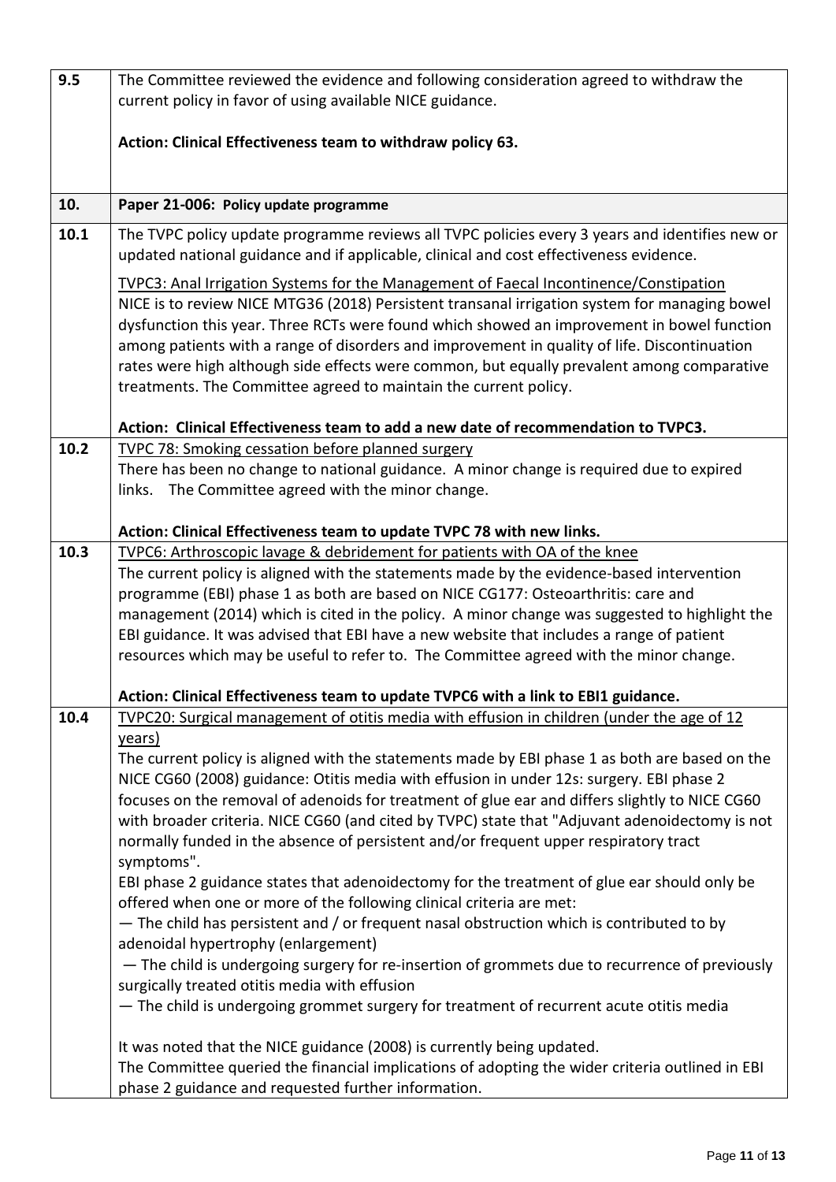| | |
|---|---|
| **9.5** | The Committee reviewed the evidence and following consideration agreed to withdraw the current policy in favor of using available NICE guidance.<br><br>**Action: Clinical Effectiveness team to withdraw policy 63.** |
| **10.** | **Paper 21-006: Policy update programme** |
| **10.1** | The TVPC policy update programme reviews all TVPC policies every 3 years and identifies new or updated national guidance and if applicable, clinical and cost effectiveness evidence.<br><br><u>TVPC3: Anal Irrigation Systems for the Management of Faecal Incontinence/Constipation</u><br>NICE is to review NICE MTG36 (2018) Persistent transanal irrigation system for managing bowel dysfunction this year. Three RCTs were found which showed an improvement in bowel function among patients with a range of disorders and improvement in quality of life. Discontinuation rates were high although side effects were common, but equally prevalent among comparative treatments. The Committee agreed to maintain the current policy.<br><br>**Action: Clinical Effectiveness team to add a new date of recommendation to TVPC3.** |
| **10.2** | <u>TVPC 78: Smoking cessation before planned surgery</u><br>There has been no change to national guidance. A minor change is required due to expired links. The Committee agreed with the minor change.<br><br>**Action: Clinical Effectiveness team to update TVPC 78 with new links.** |
| **10.3** | <u>TVPC6: Arthroscopic lavage & debridement for patients with OA of the knee</u><br>The current policy is aligned with the statements made by the evidence-based intervention programme (EBI) phase 1 as both are based on NICE CG177: Osteoarthritis: care and management (2014) which is cited in the policy. A minor change was suggested to highlight the EBI guidance. It was advised that EBI have a new website that includes a range of patient resources which may be useful to refer to. The Committee agreed with the minor change.<br><br>**Action: Clinical Effectiveness team to update TVPC6 with a link to EBI1 guidance.** |
| **10.4** | <u>TVPC20: Surgical management of otitis media with effusion in children (under the age of 12 years)</u><br>The current policy is aligned with the statements made by EBI phase 1 as both are based on the NICE CG60 (2008) guidance: Otitis media with effusion in under 12s: surgery. EBI phase 2 focuses on the removal of adenoids for treatment of glue ear and differs slightly to NICE CG60 with broader criteria. NICE CG60 (and cited by TVPC) state that "Adjuvant adenoidectomy is not normally funded in the absence of persistent and/or frequent upper respiratory tract symptoms".<br>EBI phase 2 guidance states that adenoidectomy for the treatment of glue ear should only be offered when one or more of the following clinical criteria are met:<br>— The child has persistent and / or frequent nasal obstruction which is contributed to by adenoidal hypertrophy (enlargement)<br>— The child is undergoing surgery for re-insertion of grommets due to recurrence of previously surgically treated otitis media with effusion<br>— The child is undergoing grommet surgery for treatment of recurrent acute otitis media<br><br>It was noted that the NICE guidance (2008) is currently being updated.<br>The Committee queried the financial implications of adopting the wider criteria outlined in EBI phase 2 guidance and requested further information. |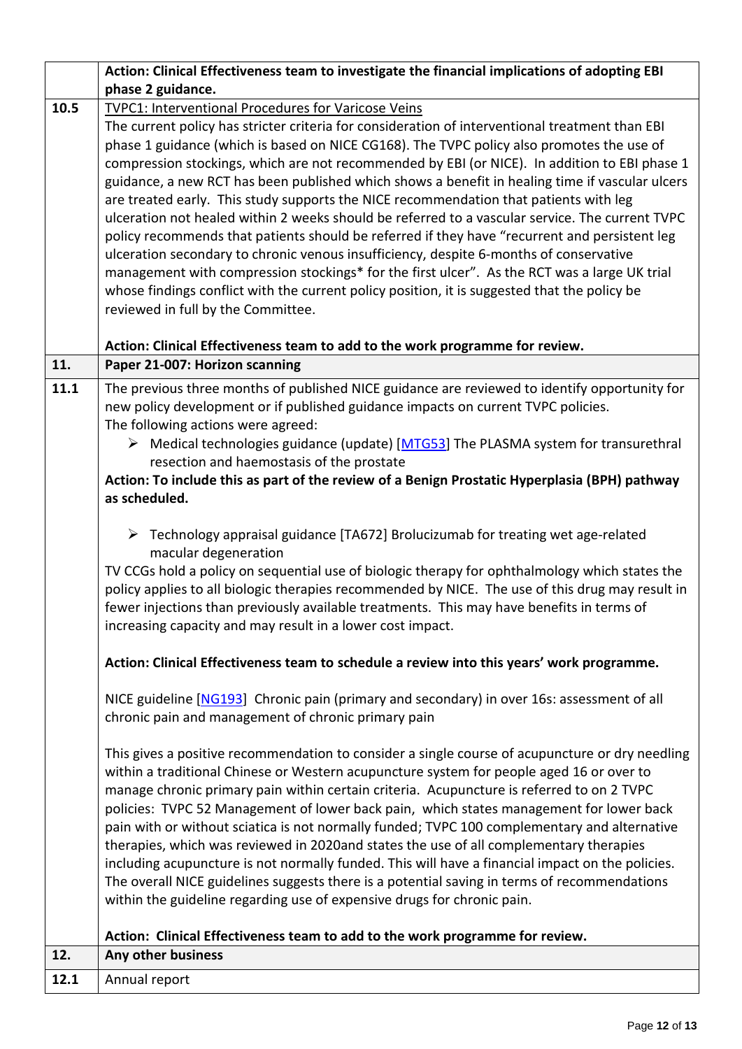| | |
|---|---|
| | **Action: Clinical Effectiveness team to investigate the financial implications of adopting EBI phase 2 guidance.** |
| **10.5** | TVPC1: Interventional Procedures for Varicose Veins<br>The current policy has stricter criteria for consideration of interventional treatment than EBI phase 1 guidance (which is based on NICE CG168). The TVPC policy also promotes the use of compression stockings, which are not recommended by EBI (or NICE). In addition to EBI phase 1 guidance, a new RCT has been published which shows a benefit in healing time if vascular ulcers are treated early. This study supports the NICE recommendation that patients with leg ulceration not healed within 2 weeks should be referred to a vascular service. The current TVPC policy recommends that patients should be referred if they have "recurrent and persistent leg ulceration secondary to chronic venous insufficiency, despite 6-months of conservative management with compression stockings* for the first ulcer". As the RCT was a large UK trial whose findings conflict with the current policy position, it is suggested that the policy be reviewed in full by the Committee.<br><br>**Action: Clinical Effectiveness team to add to the work programme for review.** |
| **11.** | **Paper 21-007: Horizon scanning** |
| **11.1** | The previous three months of published NICE guidance are reviewed to identify opportunity for new policy development or if published guidance impacts on current TVPC policies.<br>The following actions were agreed:<br>➢ Medical technologies guidance (update) [MTG53] The PLASMA system for transurethral resection and haemostasis of the prostate<br>**Action: To include this as part of the review of a Benign Prostatic Hyperplasia (BPH) pathway as scheduled.**<br><br>➢ Technology appraisal guidance [TA672] Brolucizumab for treating wet age-related macular degeneration<br>TV CCGs hold a policy on sequential use of biologic therapy for ophthalmology which states the policy applies to all biologic therapies recommended by NICE. The use of this drug may result in fewer injections than previously available treatments. This may have benefits in terms of increasing capacity and may result in a lower cost impact.<br><br>**Action: Clinical Effectiveness team to schedule a review into this years' work programme.**<br><br>NICE guideline [NG193] Chronic pain (primary and secondary) in over 16s: assessment of all chronic pain and management of chronic primary pain<br><br>This gives a positive recommendation to consider a single course of acupuncture or dry needling within a traditional Chinese or Western acupuncture system for people aged 16 or over to manage chronic primary pain within certain criteria. Acupuncture is referred to on 2 TVPC policies: TVPC 52 Management of lower back pain, which states management for lower back pain with or without sciatica is not normally funded; TVPC 100 complementary and alternative therapies, which was reviewed in 2020and states the use of all complementary therapies including acupuncture is not normally funded. This will have a financial impact on the policies. The overall NICE guidelines suggests there is a potential saving in terms of recommendations within the guideline regarding use of expensive drugs for chronic pain.<br><br>**Action: Clinical Effectiveness team to add to the work programme for review.** |
| **12.** | **Any other business** |
| **12.1** | Annual report |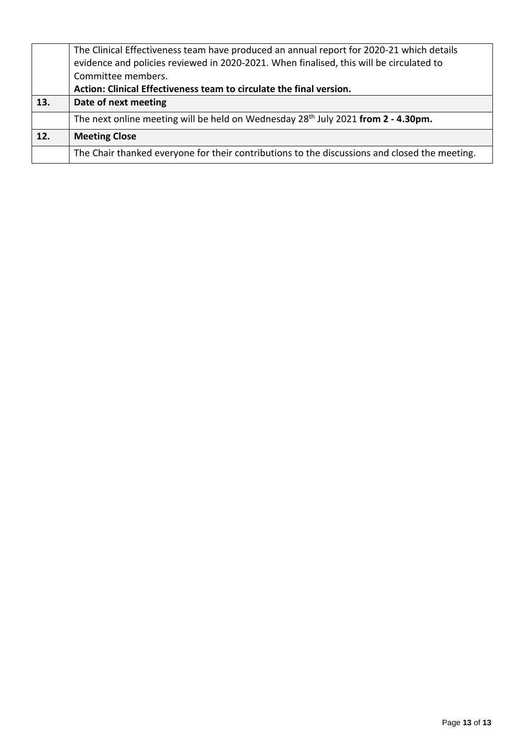| | |
|---|---|
| | The Clinical Effectiveness team have produced an annual report for 2020-21 which details evidence and policies reviewed in 2020-2021. When finalised, this will be circulated to Committee members.<br>**Action: Clinical Effectiveness team to circulate the final version.** |
| **13.** | **Date of next meeting** |
| | The next online meeting will be held on Wednesday 28th July 2021 **from 2 - 4.30pm.** |
| **12.** | **Meeting Close** |
| | The Chair thanked everyone for their contributions to the discussions and closed the meeting. |